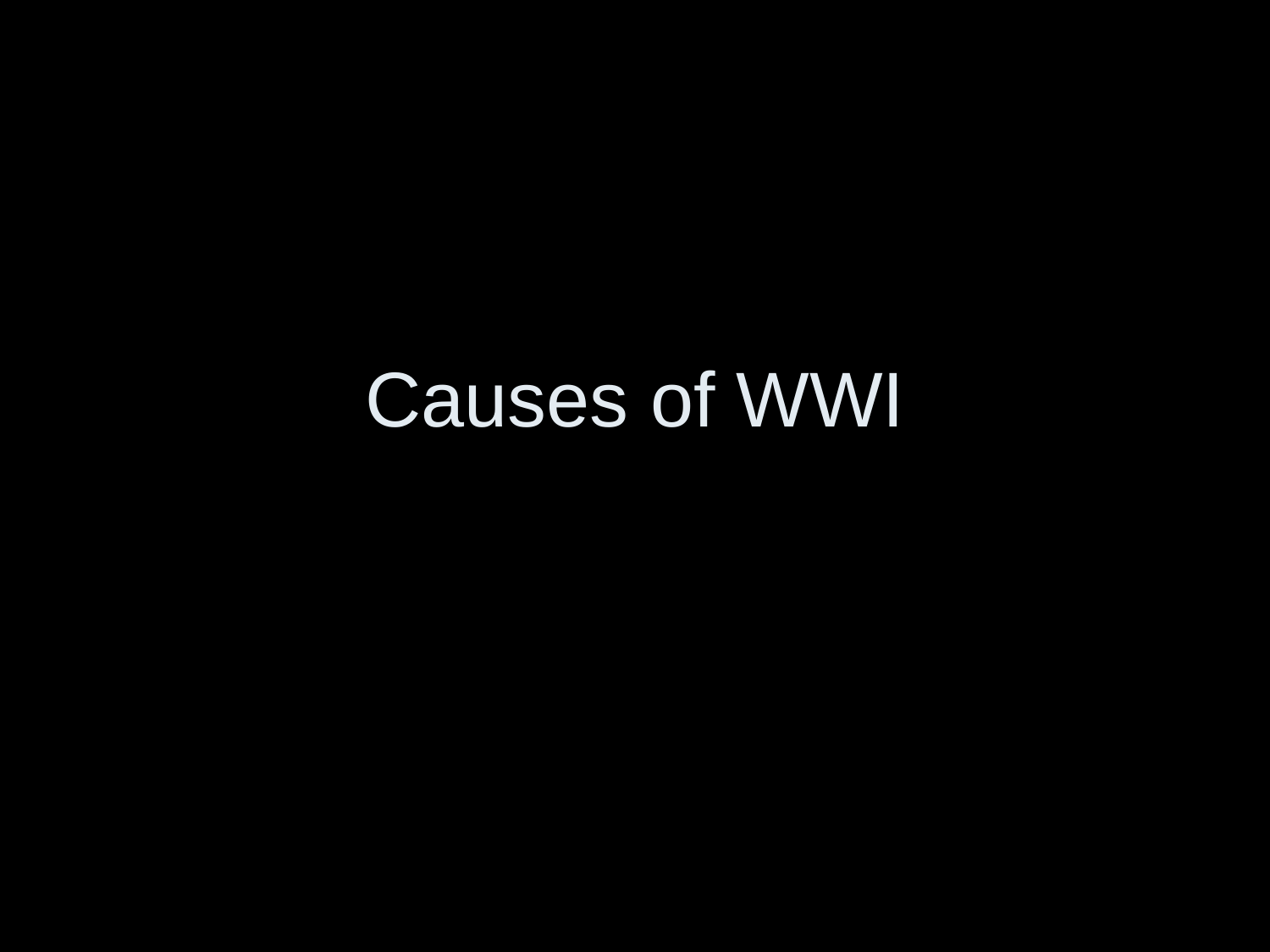# Causes of WWI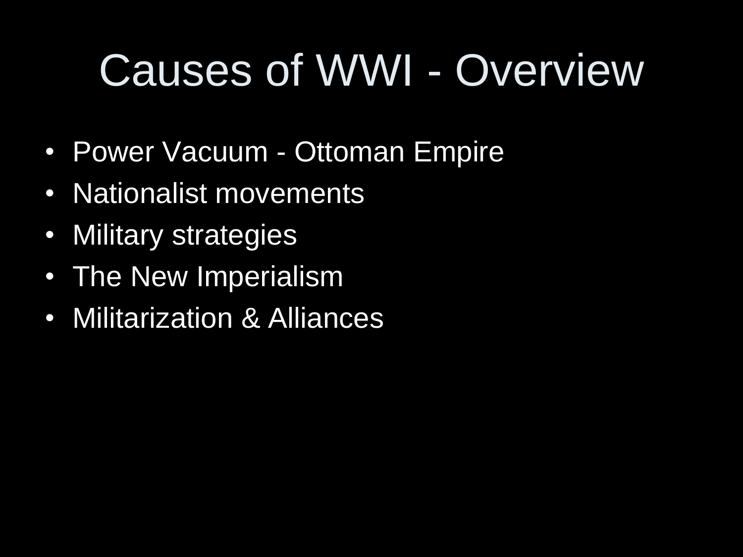# Causes of WWI - Overview

- Power Vacuum - Ottoman Empire
- Nationalist movements
- Military strategies
- The New Imperialism
- Militarization & Alliances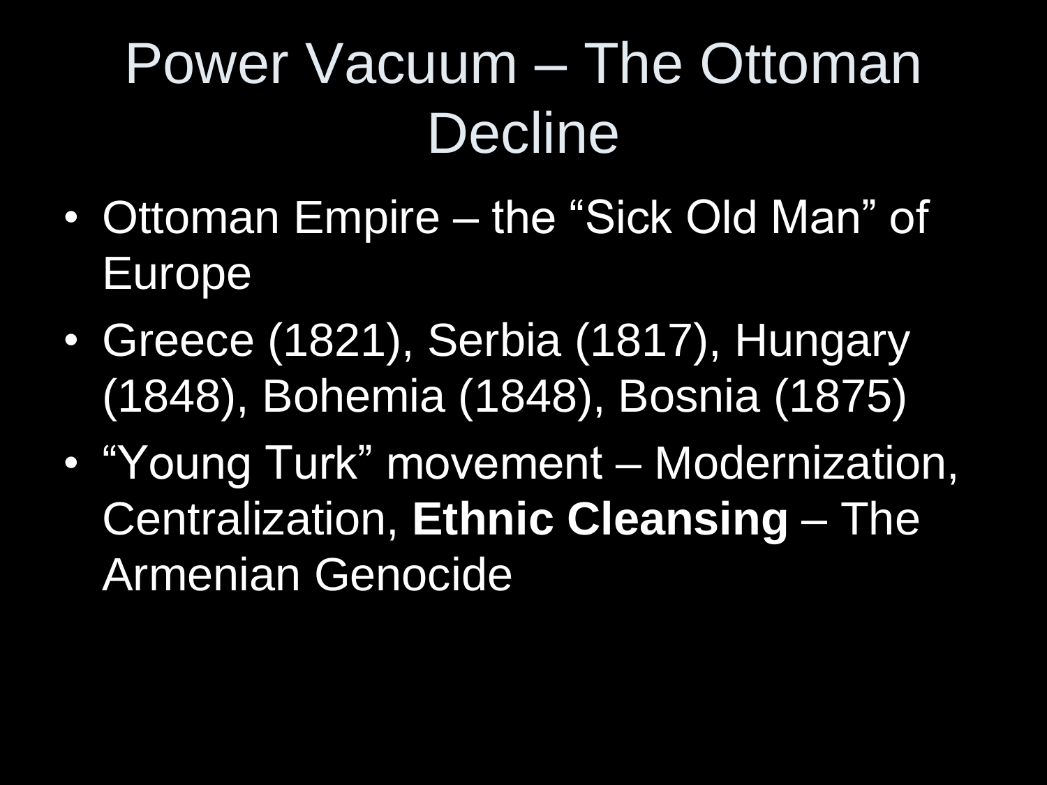# Power Vacuum – The Ottoman Decline

- Ottoman Empire – the "Sick Old Man" of Europe
- Greece (1821), Serbia (1817), Hungary (1848), Bohemia (1848), Bosnia (1875)
- "Young Turk" movement – Modernization, Centralization, **Ethnic Cleansing** – The Armenian Genocide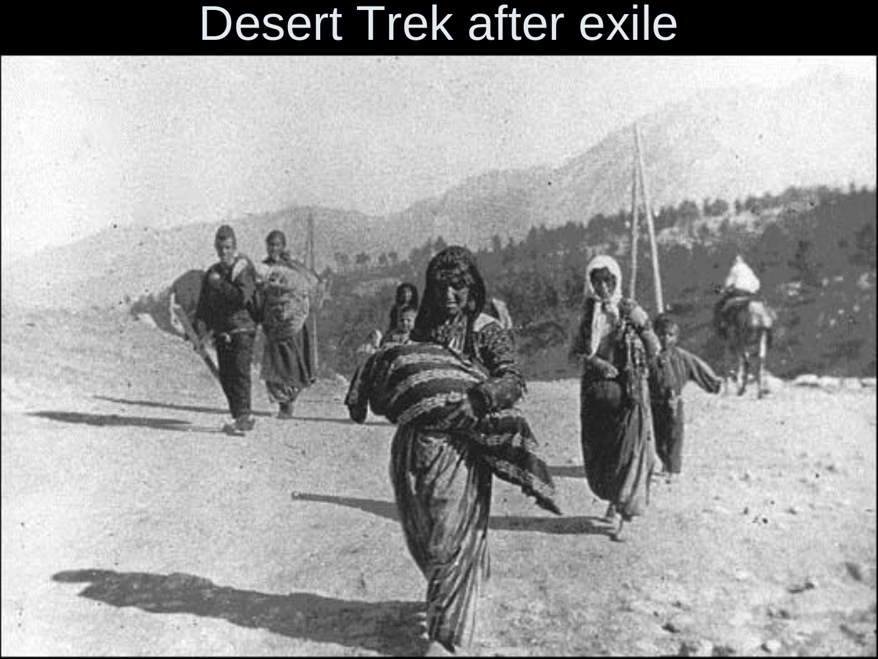# Desert Trek after exile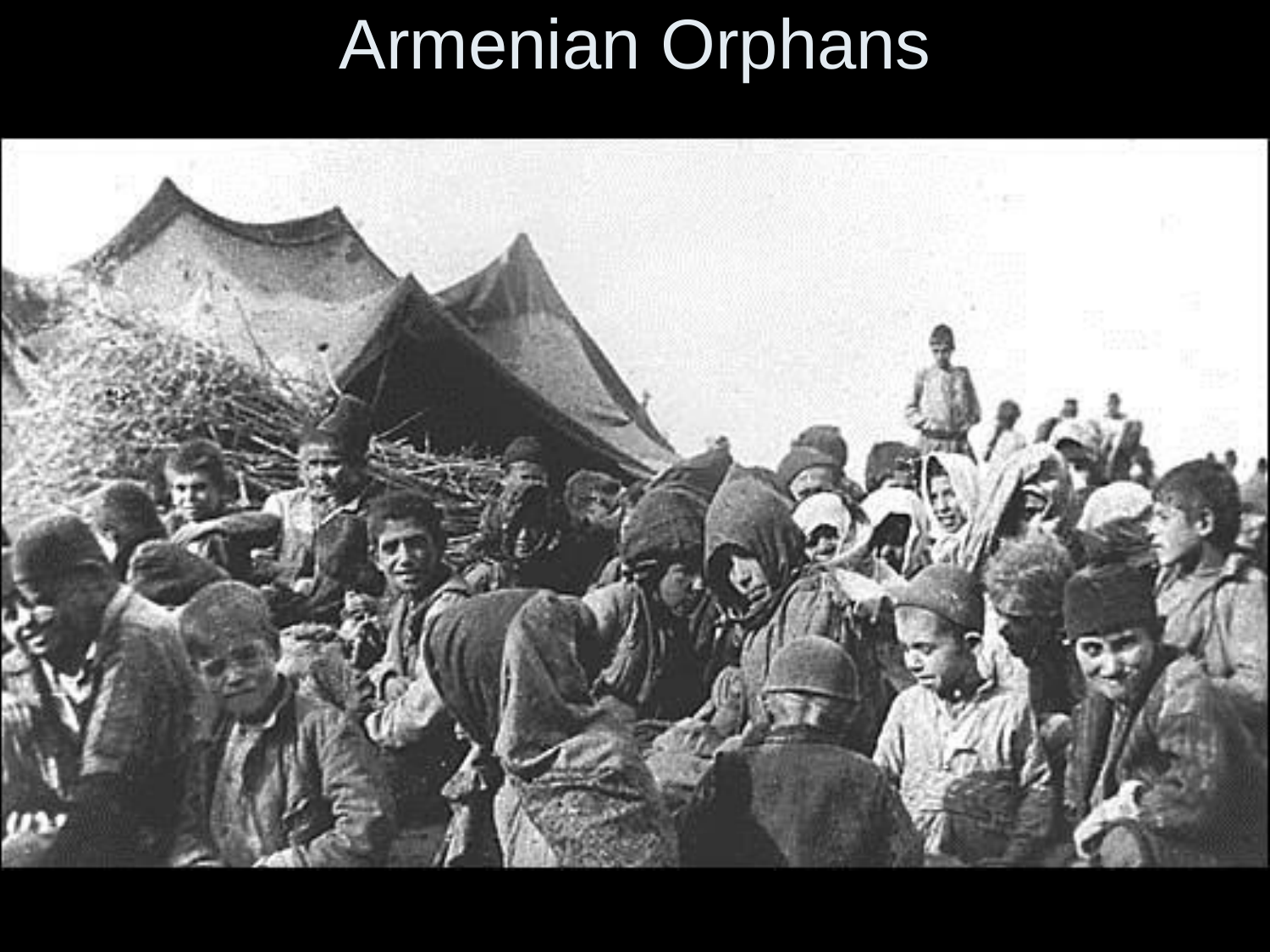# Armenian Orphans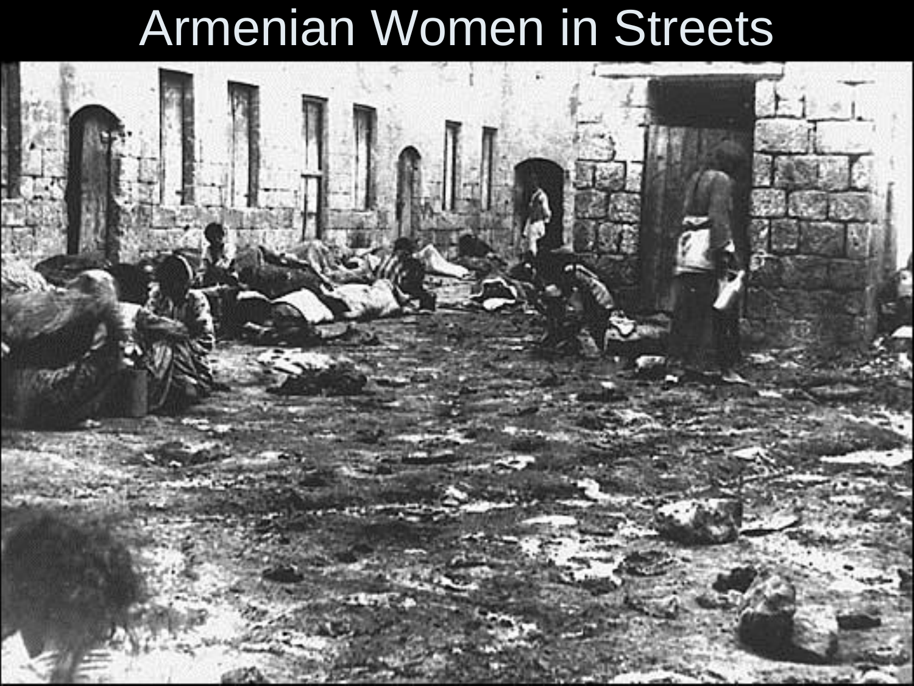# Armenian Women in Streets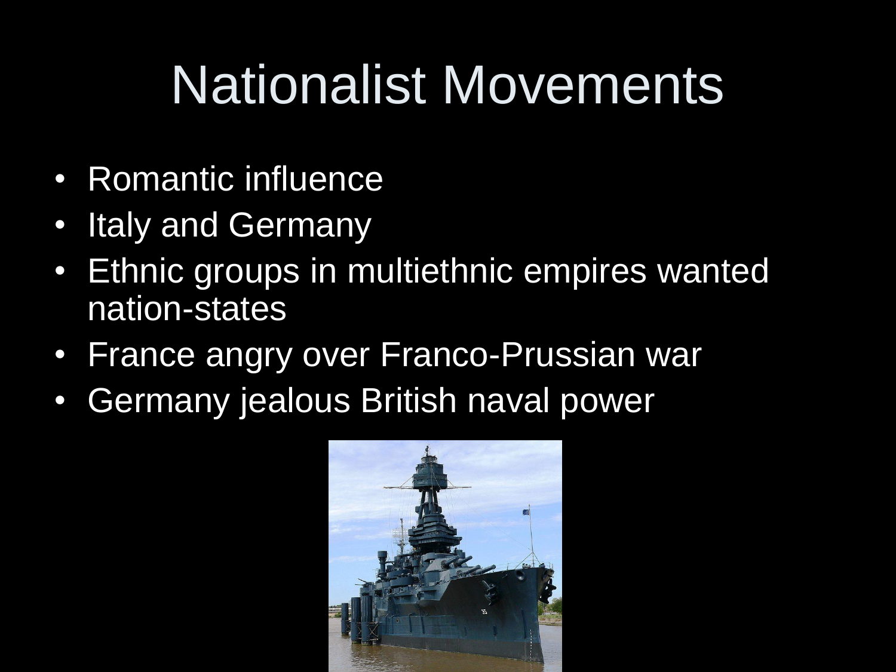# Nationalist Movements

- Romantic influence
- Italy and Germany
- Ethnic groups in multiethnic empires wanted nation-states
- France angry over Franco-Prussian war
- Germany jealous British naval power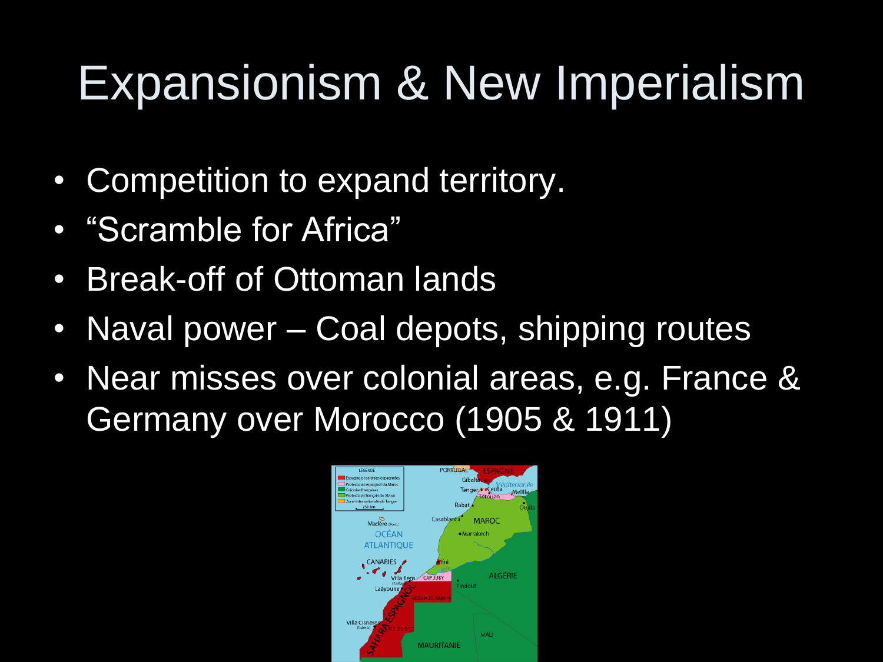# Expansionism & New Imperialism

- Competition to expand territory.
- "Scramble for Africa"
- Break-off of Ottoman lands
- Naval power – Coal depots, shipping routes
- Near misses over colonial areas, e.g. France & Germany over Morocco (1905 & 1911)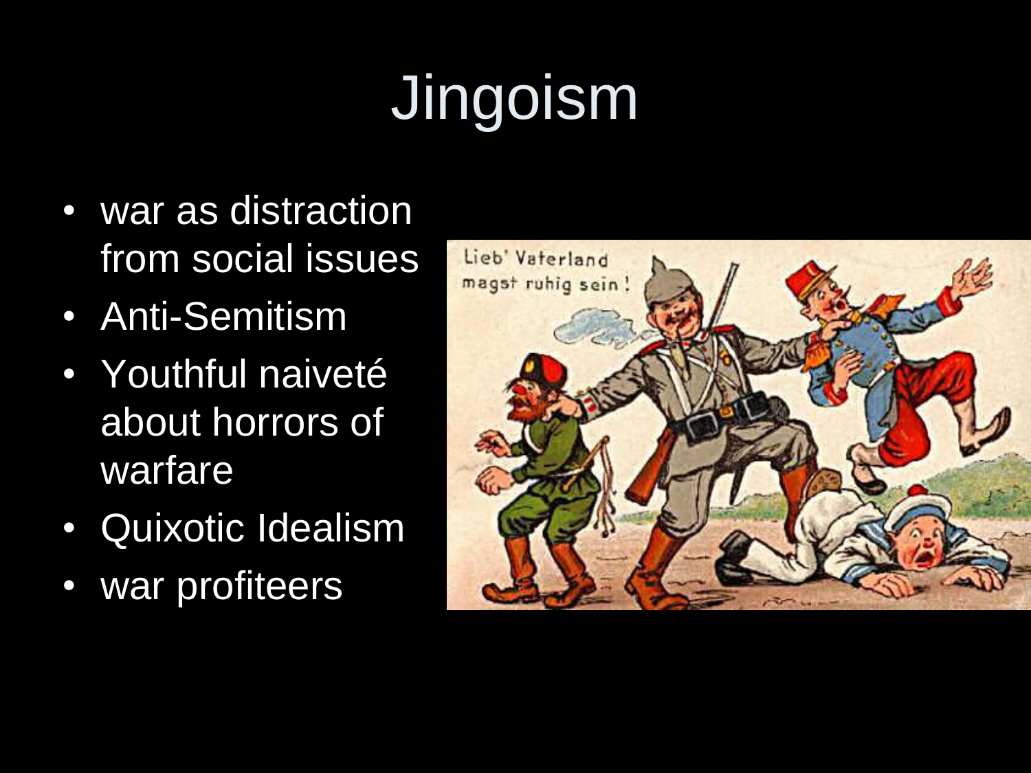# Jingoism

- war as distraction from social issues
- Anti-Semitism
- Youthful naiveté about horrors of warfare
- Quixotic Idealism
- war profiteers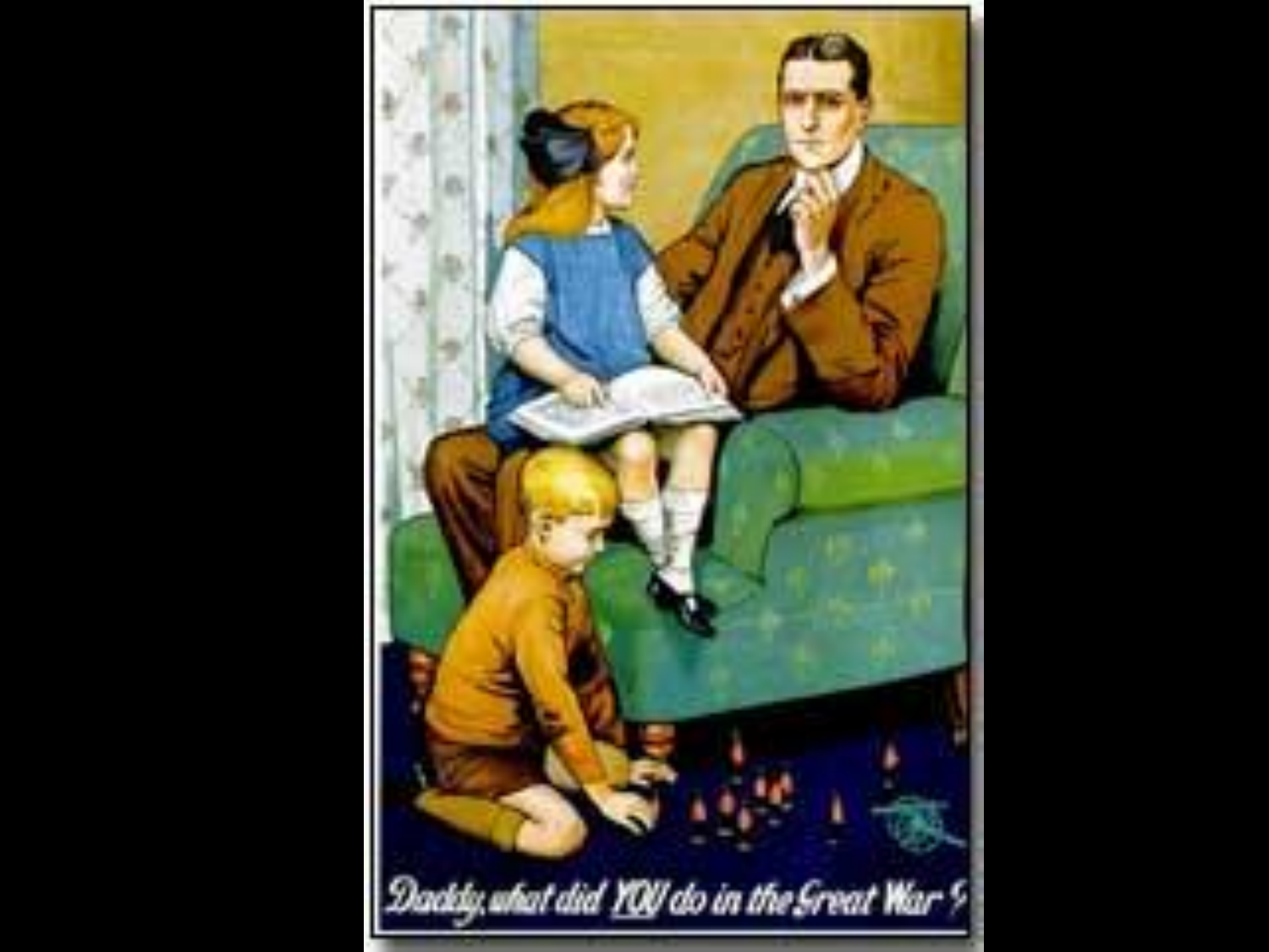Daddy, what did YOU do in the Great War?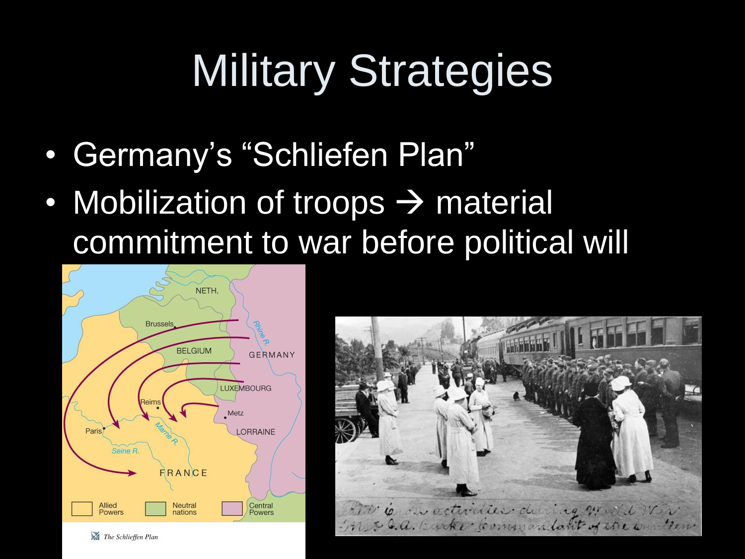# Military Strategies

- Germany's "Schliefen Plan"
- Mobilization of troops → material commitment to war before political will

NETH.
Brussels
BELGIUM
GERMANY
Rhine R.
LUXEMBOURG
Reims
Metz
Paris
Marne R.
LORRAINE
Seine R.
FRANCE
Allied Powers
Neutral nations
Central Powers

The Schlieffen Plan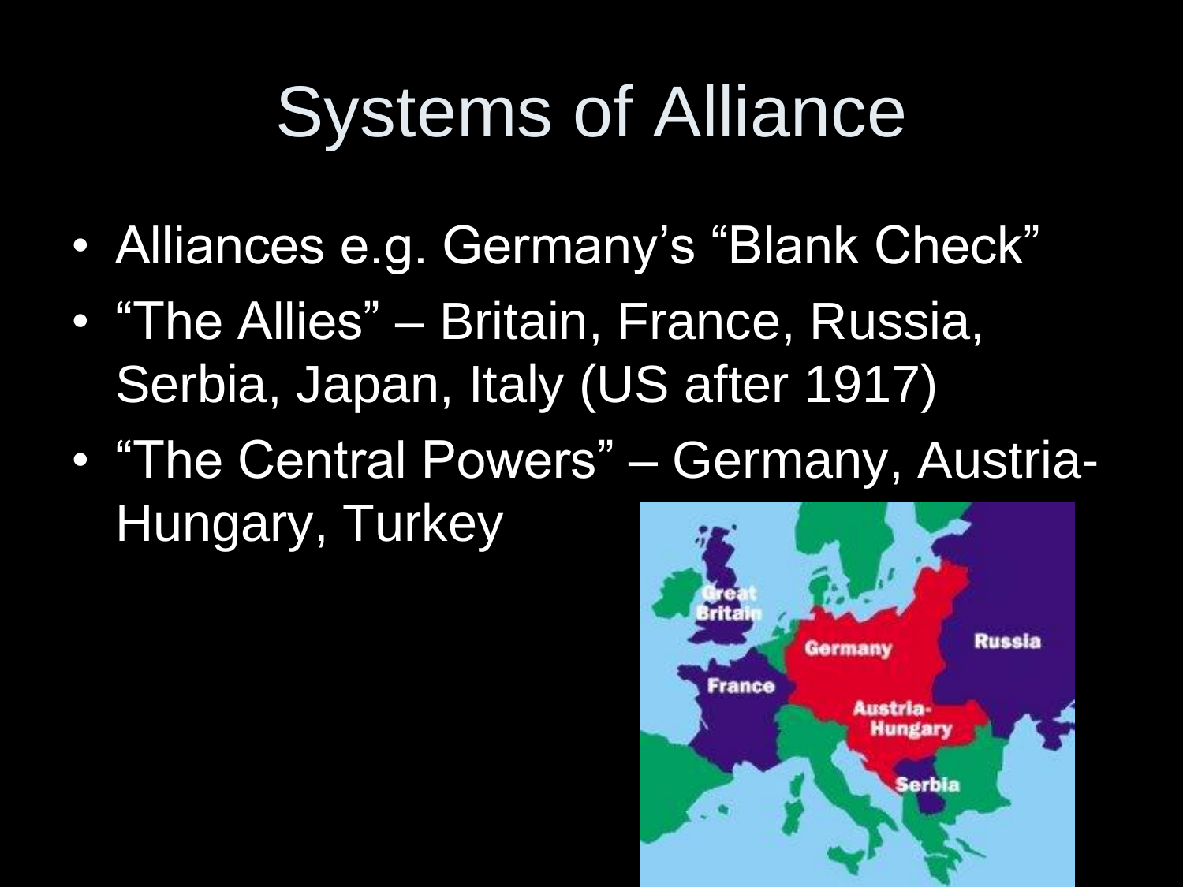# Systems of Alliance

- Alliances e.g. Germany's "Blank Check"
- "The Allies" – Britain, France, Russia, Serbia, Japan, Italy (US after 1917)
- "The Central Powers" – Germany, Austria-Hungary, Turkey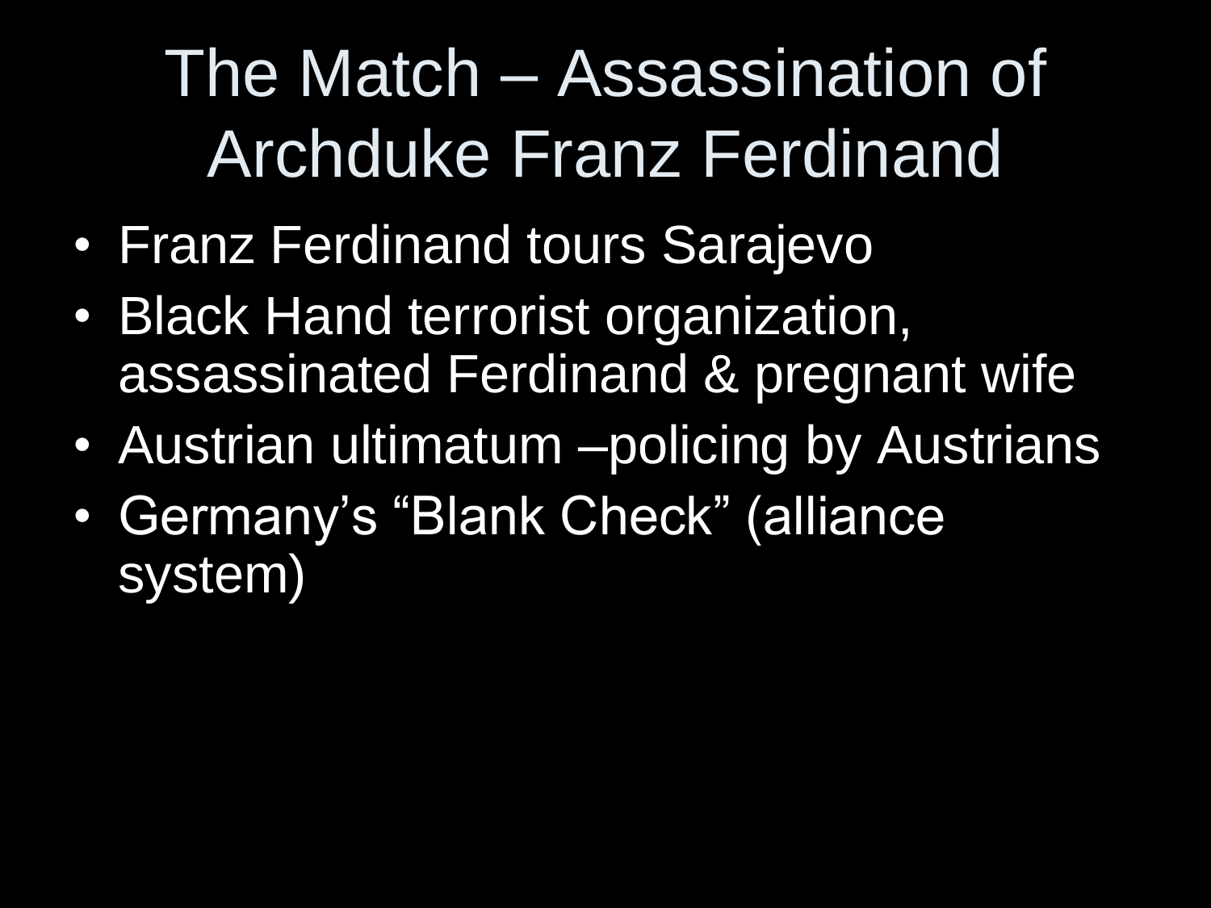# The Match – Assassination of Archduke Franz Ferdinand

- Franz Ferdinand tours Sarajevo
- Black Hand terrorist organization, assassinated Ferdinand & pregnant wife
- Austrian ultimatum –policing by Austrians
- Germany's "Blank Check" (alliance system)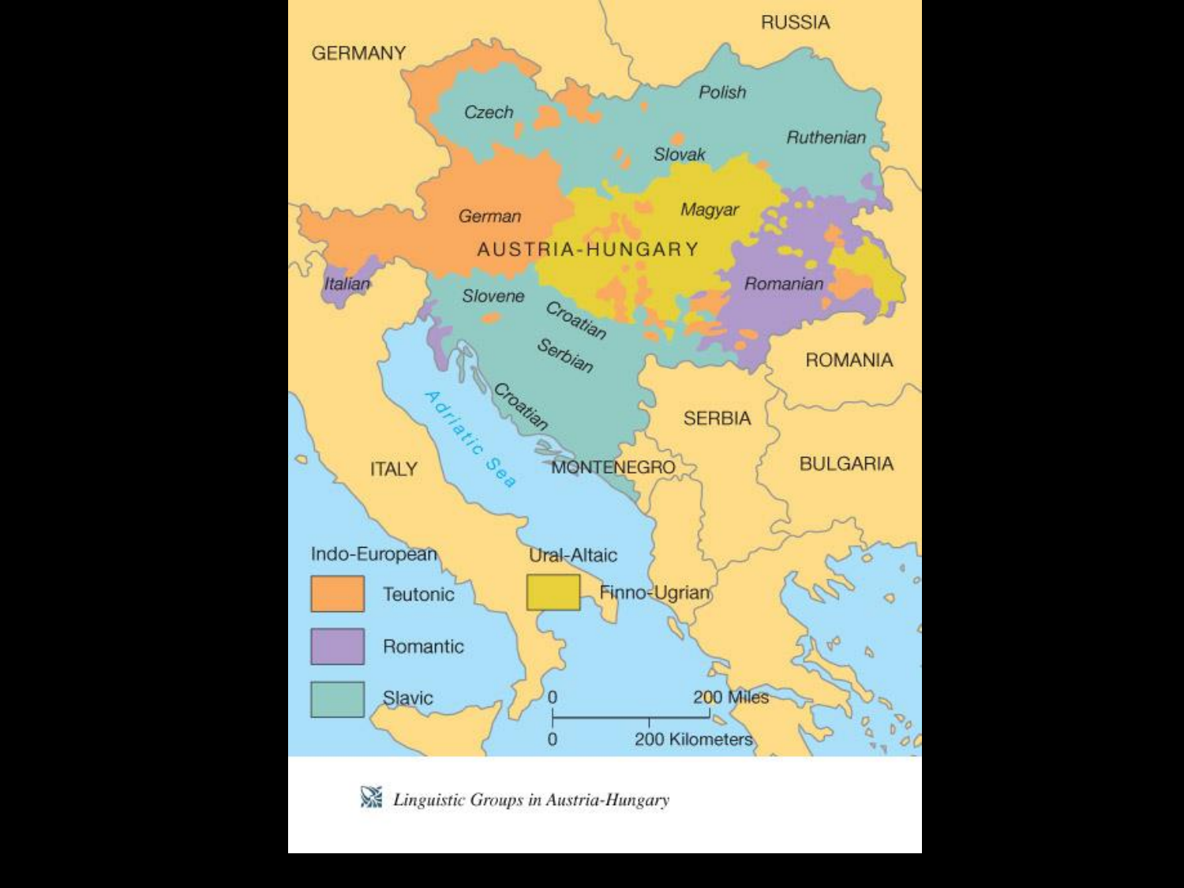GERMANY

RUSSIA

Czech

Polish

Ruthenian

Slovak

German

Magyar

AUSTRIA-HUNGARY

Italian

Slovene

Romanian

Croatian

Serbian

ROMANIA

Croatian

SERBIA

Adriatic Sea

ITALY

MONTENEGRO

BULGARIA

Indo-European

Teutonic

Romantic

Slavic

Ural-Altaic

Finno-Ugrian

0

200 Miles

0

200 Kilometers

*Linguistic Groups in Austria-Hungary*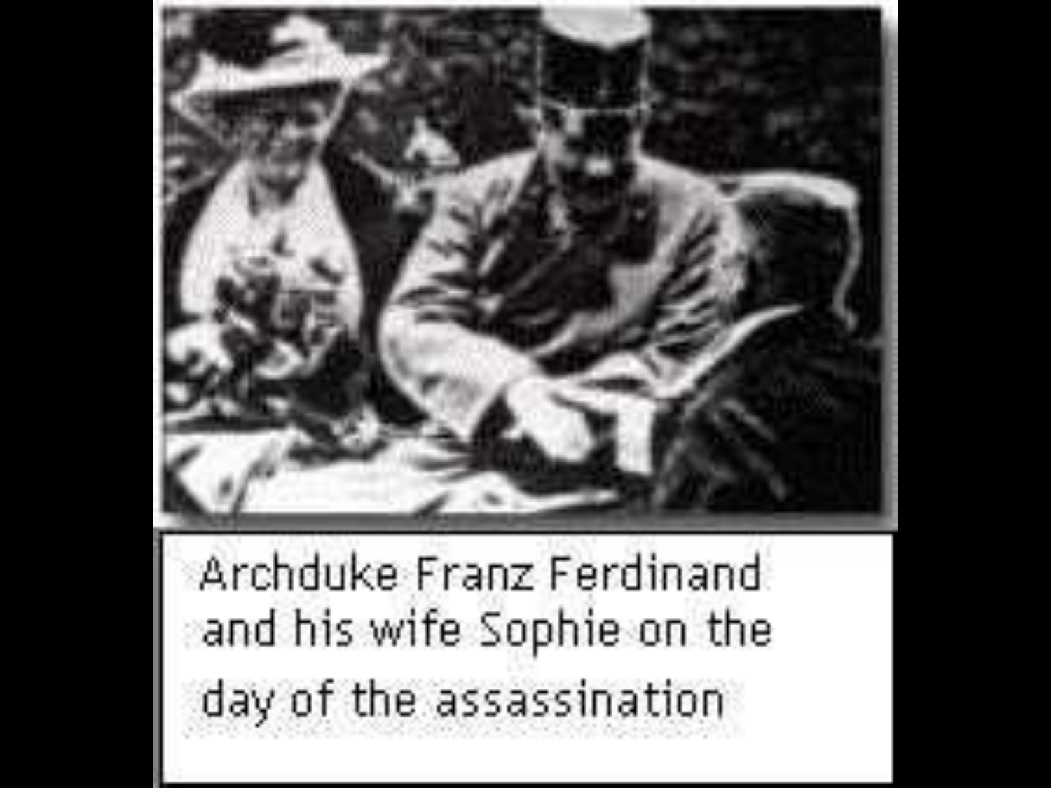Archduke Franz Ferdinand and his wife Sophie on the day of the assassination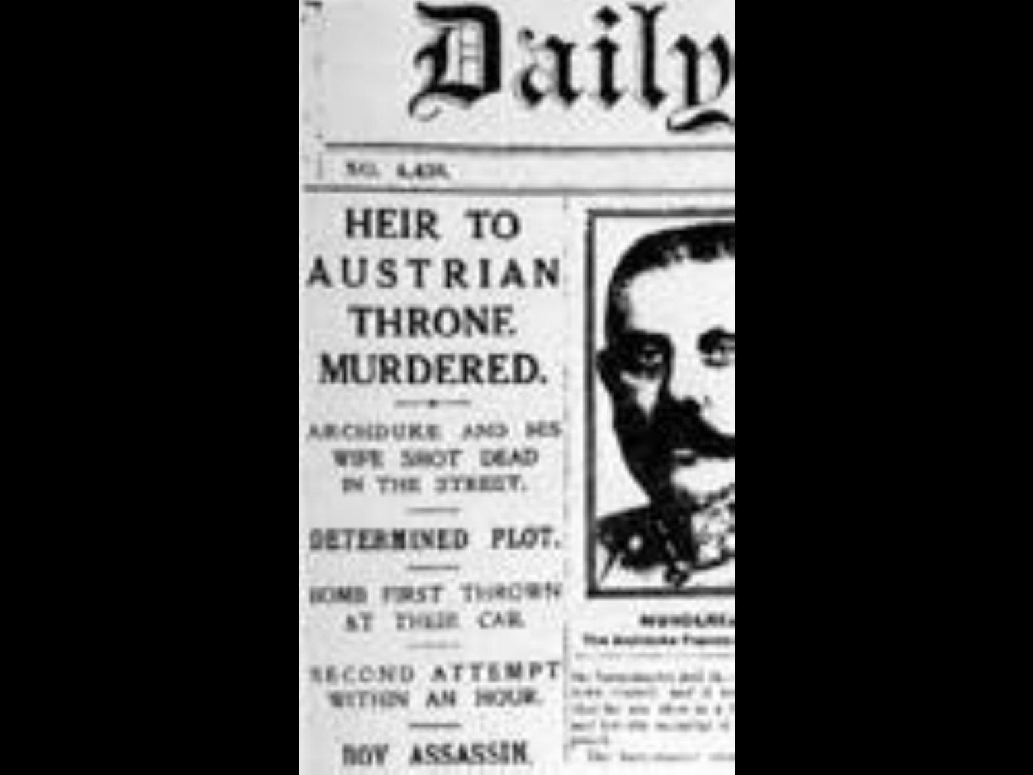# Daily

NO. 4,436

## HEIR TO AUSTRIAN THRONE MURDERED.

ARCHDUKE AND HIS WIFE SHOT DEAD IN THE STREET.

DETERMINED PLOT.

BOMB FIRST THROWN AT THEIR CAR.

SECOND ATTEMPT WITHIN AN HOUR.

BOY ASSASSIN.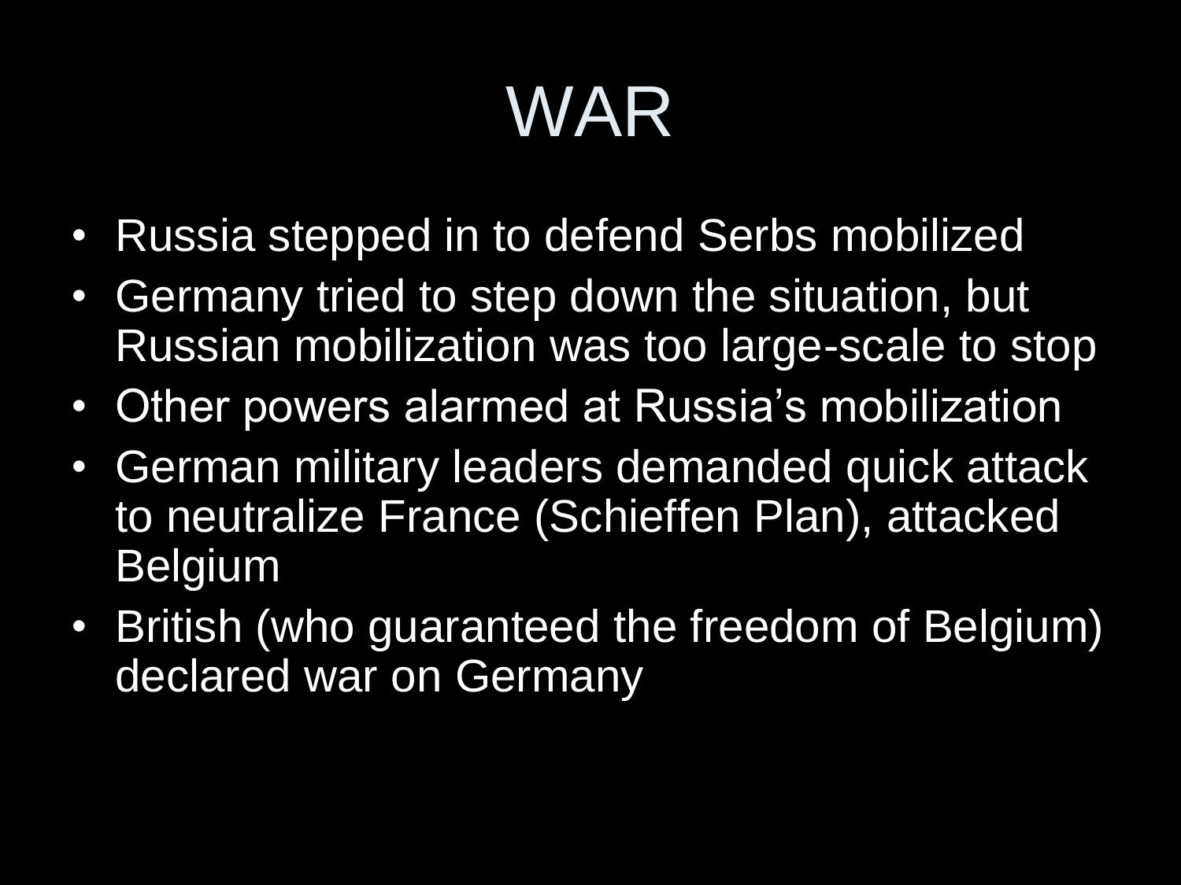# WAR

- Russia stepped in to defend Serbs mobilized
- Germany tried to step down the situation, but Russian mobilization was too large-scale to stop
- Other powers alarmed at Russia's mobilization
- German military leaders demanded quick attack to neutralize France (Schieffen Plan), attacked Belgium
- British (who guaranteed the freedom of Belgium) declared war on Germany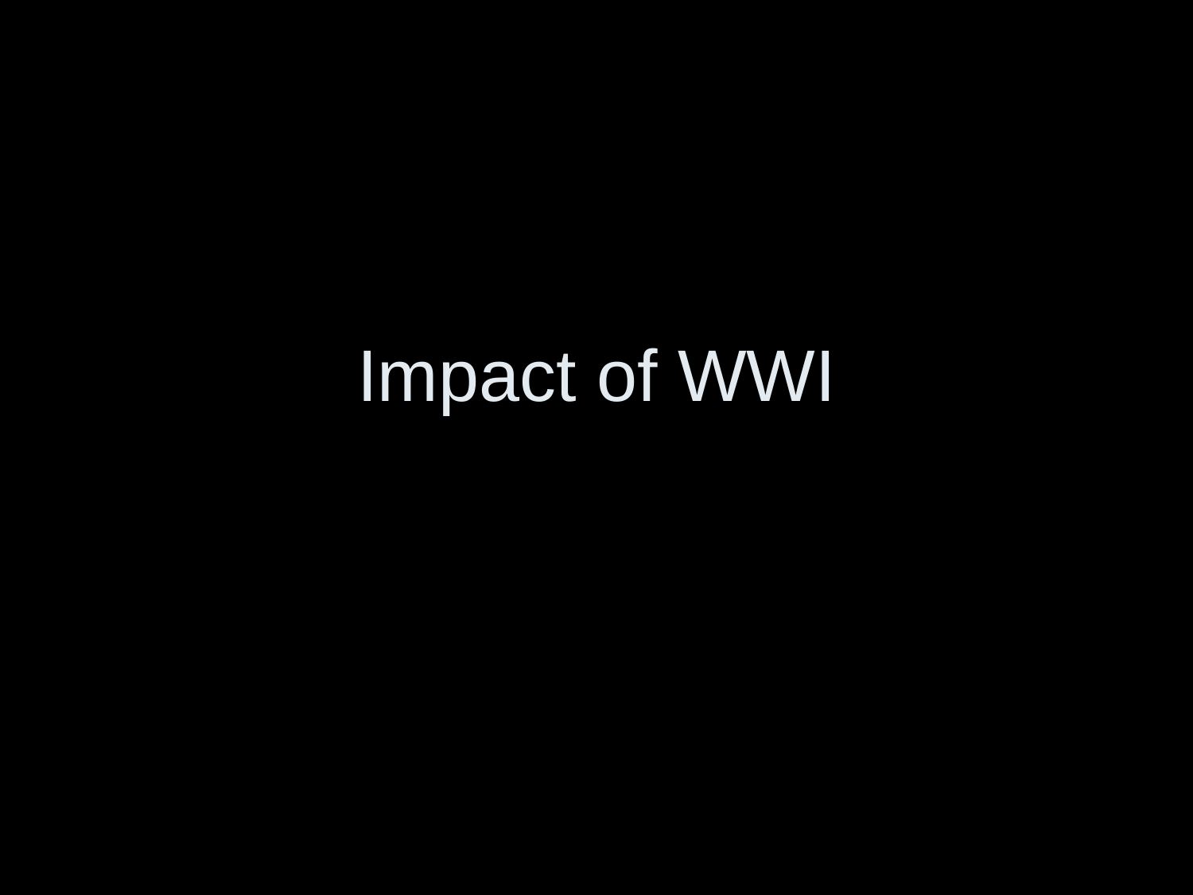# Impact of WWI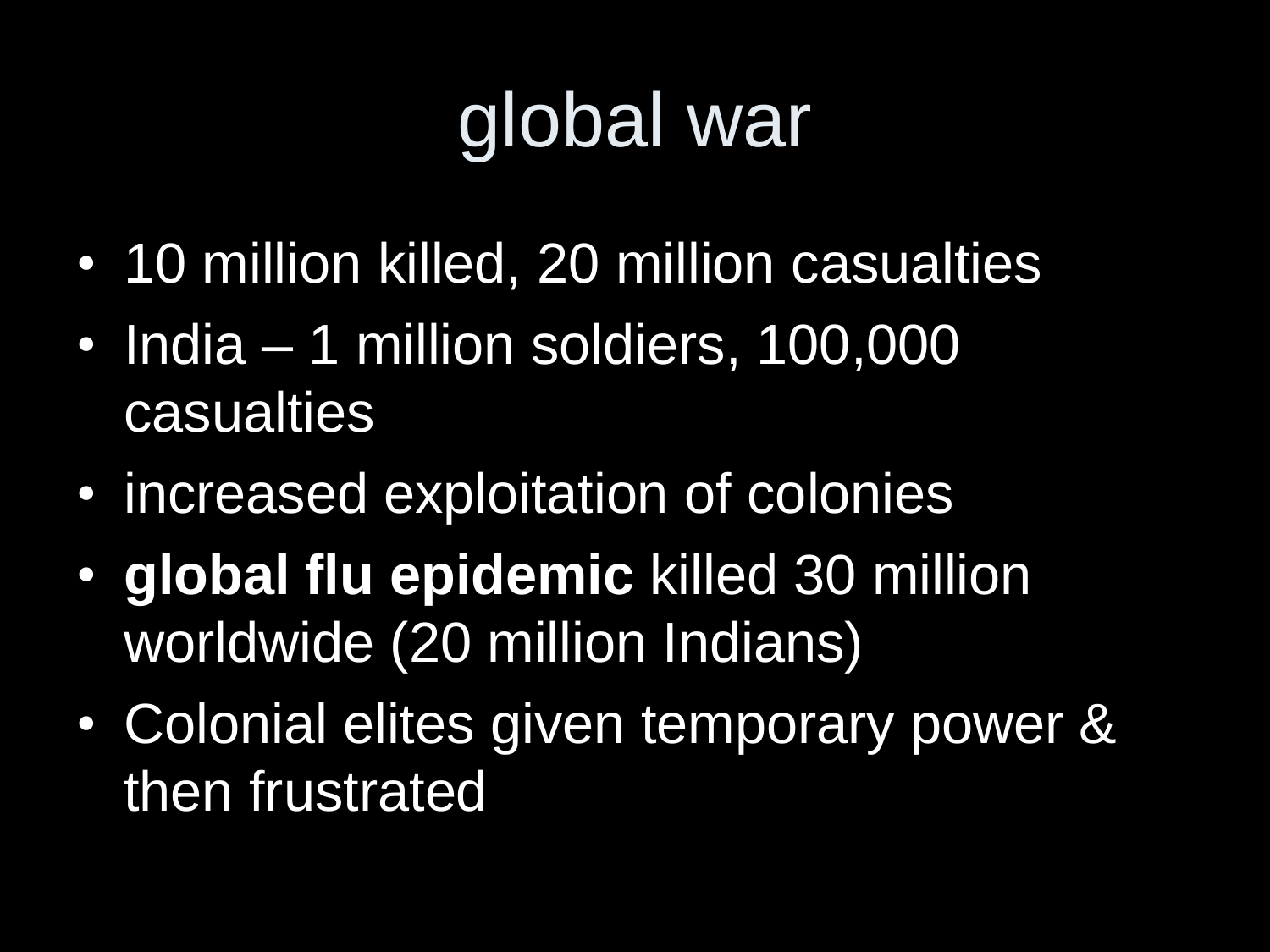# global war

- 10 million killed, 20 million casualties
- India – 1 million soldiers, 100,000 casualties
- increased exploitation of colonies
- **global flu epidemic** killed 30 million worldwide (20 million Indians)
- Colonial elites given temporary power & then frustrated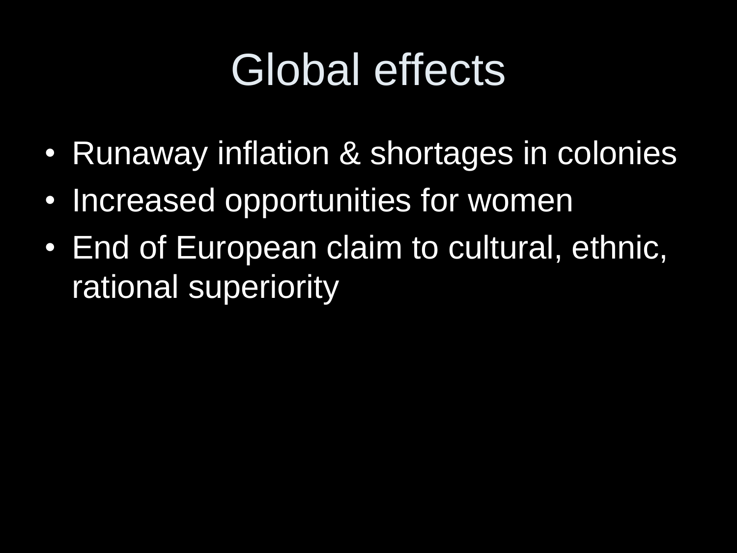# Global effects

- Runaway inflation & shortages in colonies
- Increased opportunities for women
- End of European claim to cultural, ethnic, rational superiority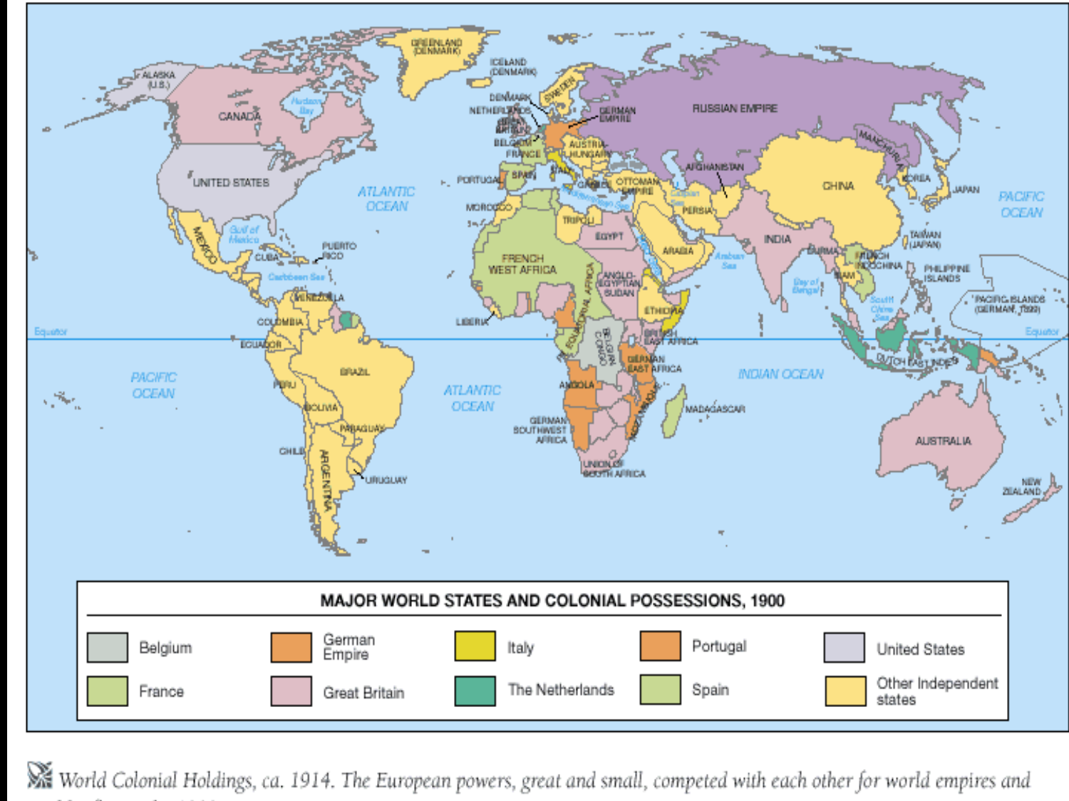**MAJOR WORLD STATES AND COLONIAL POSSESSIONS, 1900**

| | | | | |
|---|---|---|---|---|
| Belgium | German Empire | Italy | Portugal | United States |
| France | Great Britain | The Netherlands | Spain | Other Independent states |

*World Colonial Holdings, ca. 1914. The European powers, great and small, competed with each other for world empires and*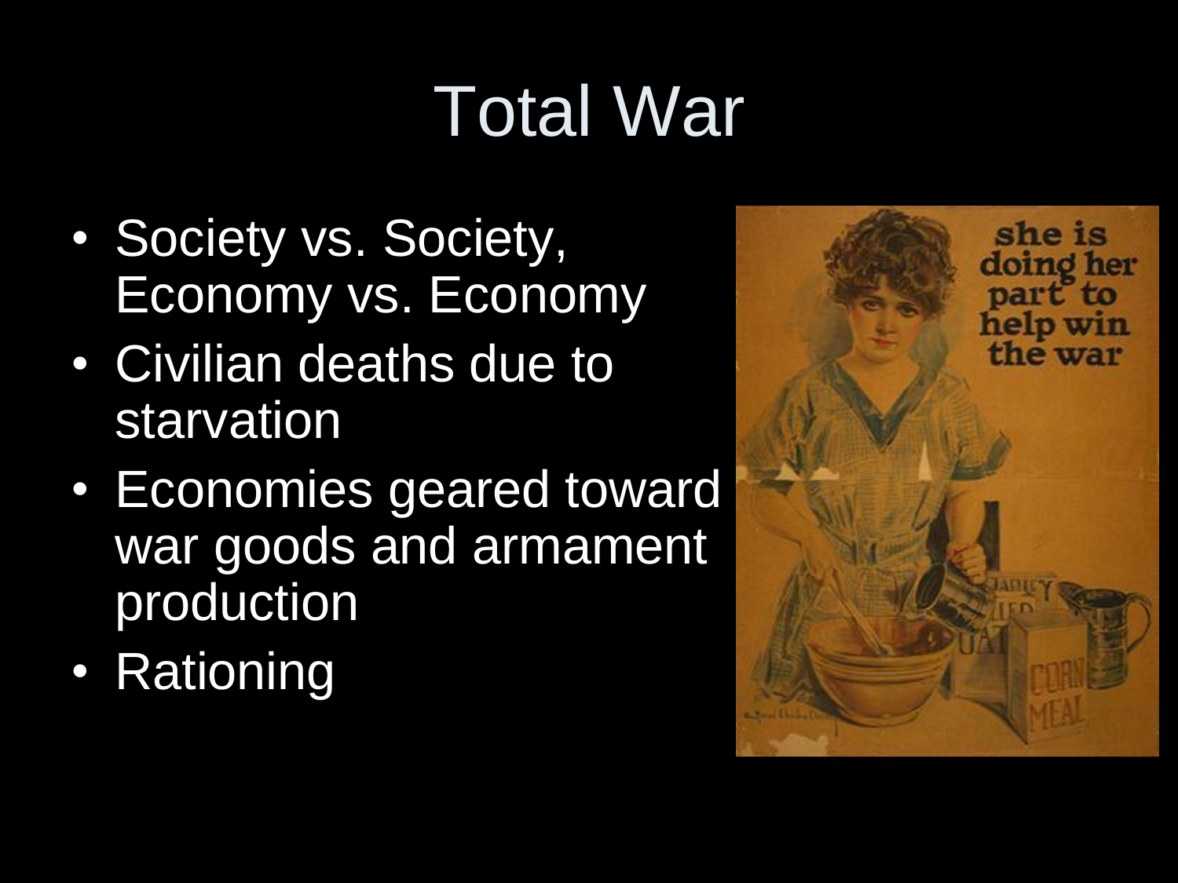# Total War

- Society vs. Society, Economy vs. Economy
- Civilian deaths due to starvation
- Economies geared toward war goods and armament production
- Rationing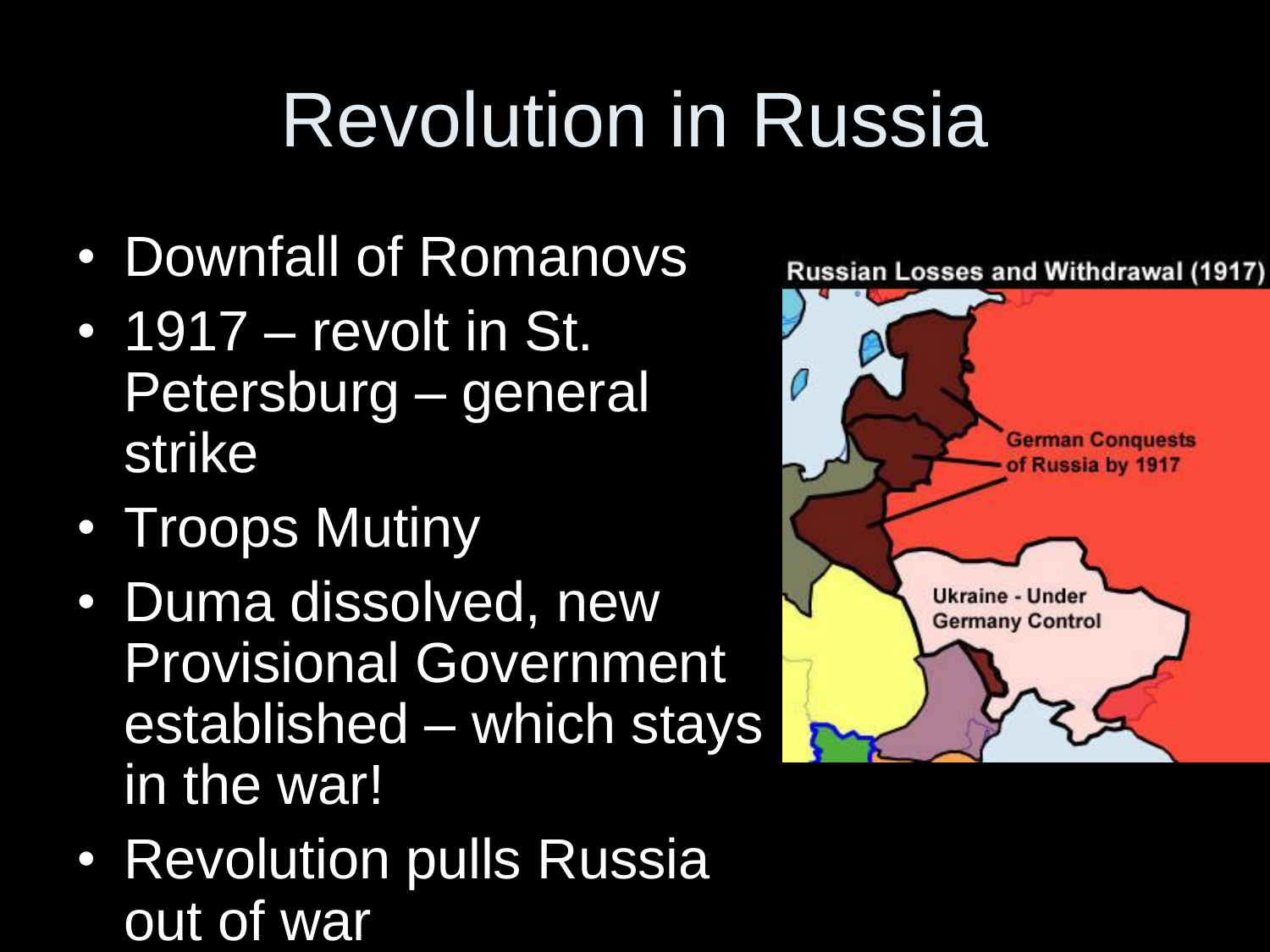# Revolution in Russia

- Downfall of Romanovs
- 1917 – revolt in St. Petersburg – general strike
- Troops Mutiny
- Duma dissolved, new Provisional Government established – which stays in the war!
- Revolution pulls Russia out of war

Russian Losses and Withdrawal (1917)

German Conquests of Russia by 1917

Ukraine - Under Germany Control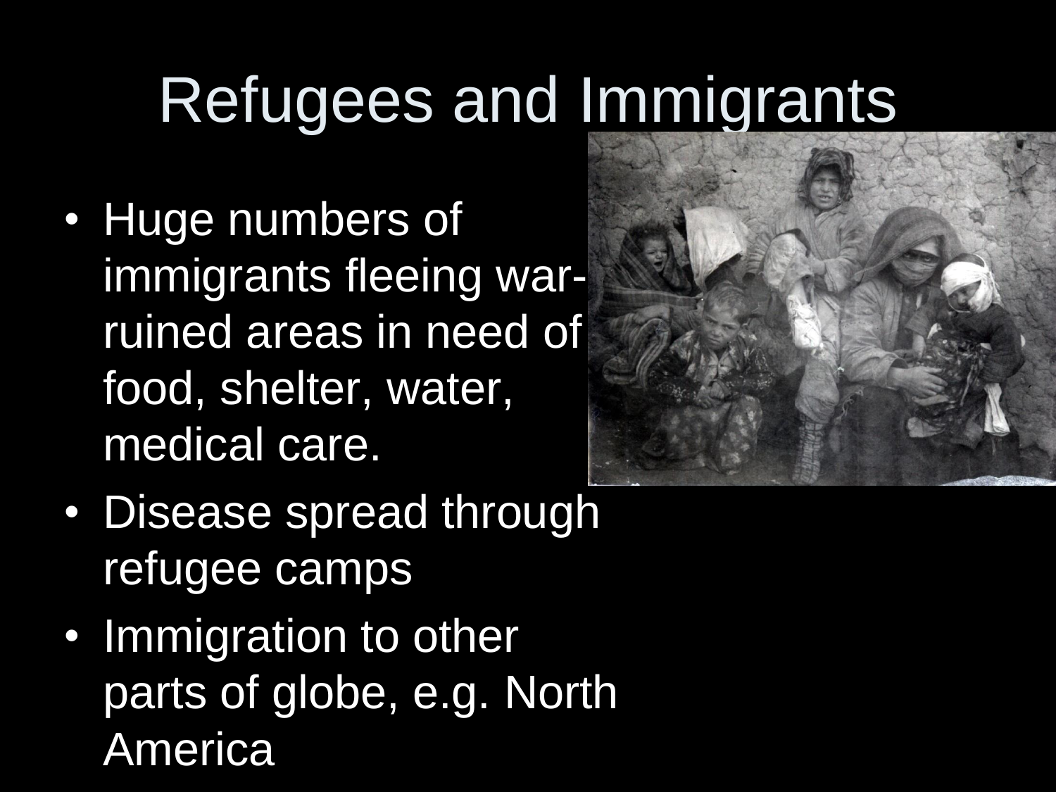# Refugees and Immigrants

- Huge numbers of immigrants fleeing war-ruined areas in need of food, shelter, water, medical care.
- Disease spread through refugee camps
- Immigration to other parts of globe, e.g. North America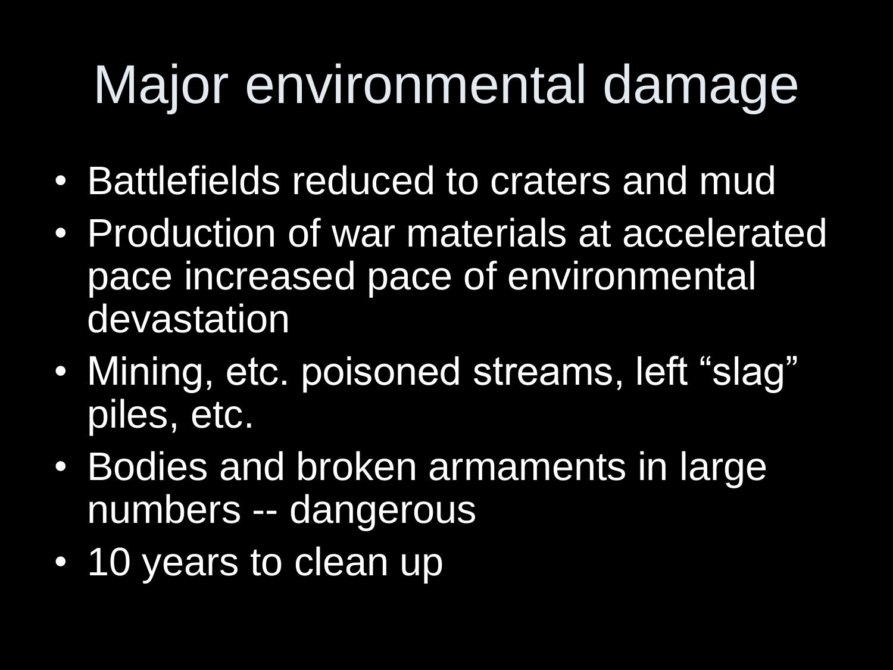# Major environmental damage

- Battlefields reduced to craters and mud
- Production of war materials at accelerated pace increased pace of environmental devastation
- Mining, etc. poisoned streams, left “slag” piles, etc.
- Bodies and broken armaments in large numbers -- dangerous
- 10 years to clean up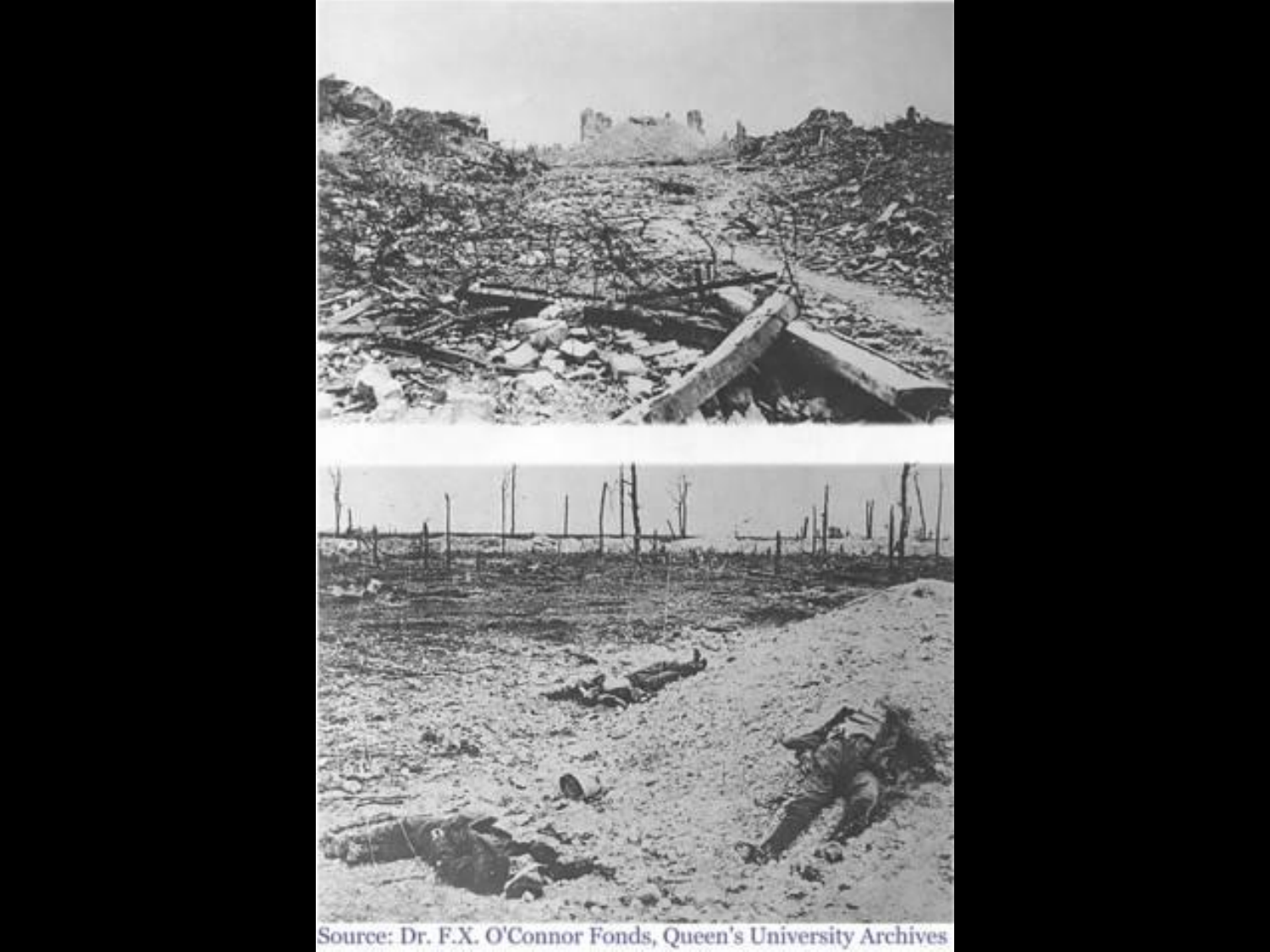Source: Dr. F.X. O'Connor Fonds, Queen's University Archives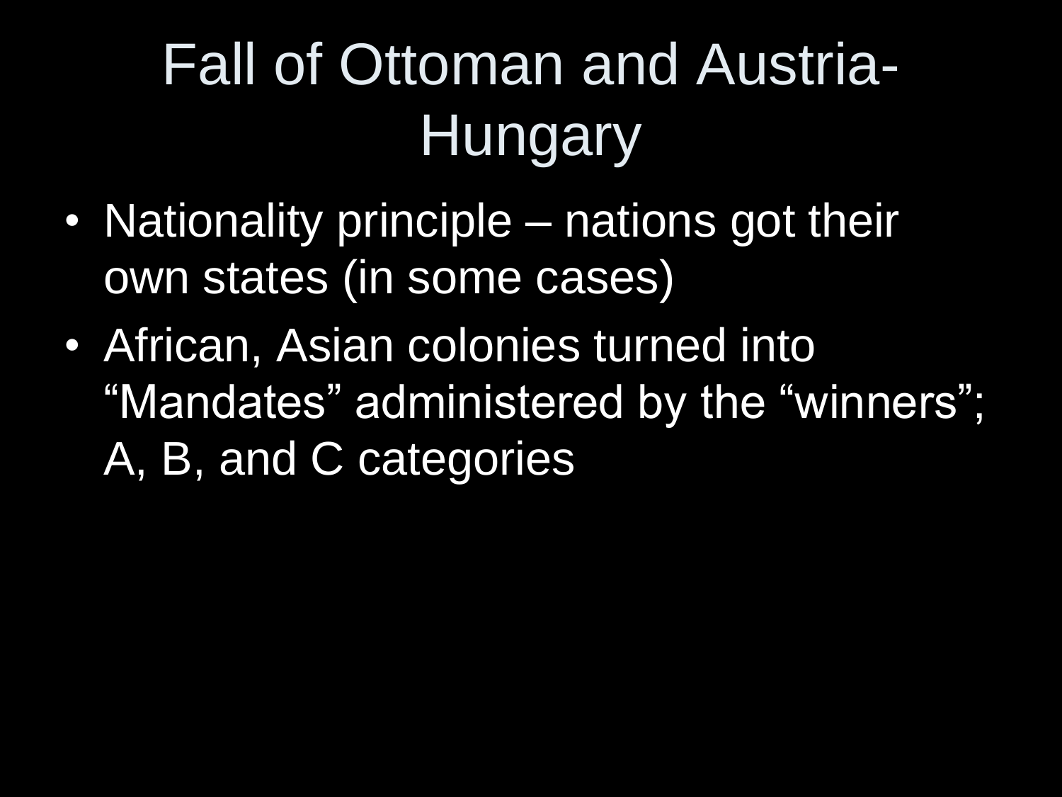# Fall of Ottoman and Austria-Hungary

- Nationality principle – nations got their own states (in some cases)
- African, Asian colonies turned into “Mandates” administered by the “winners”; A, B, and C categories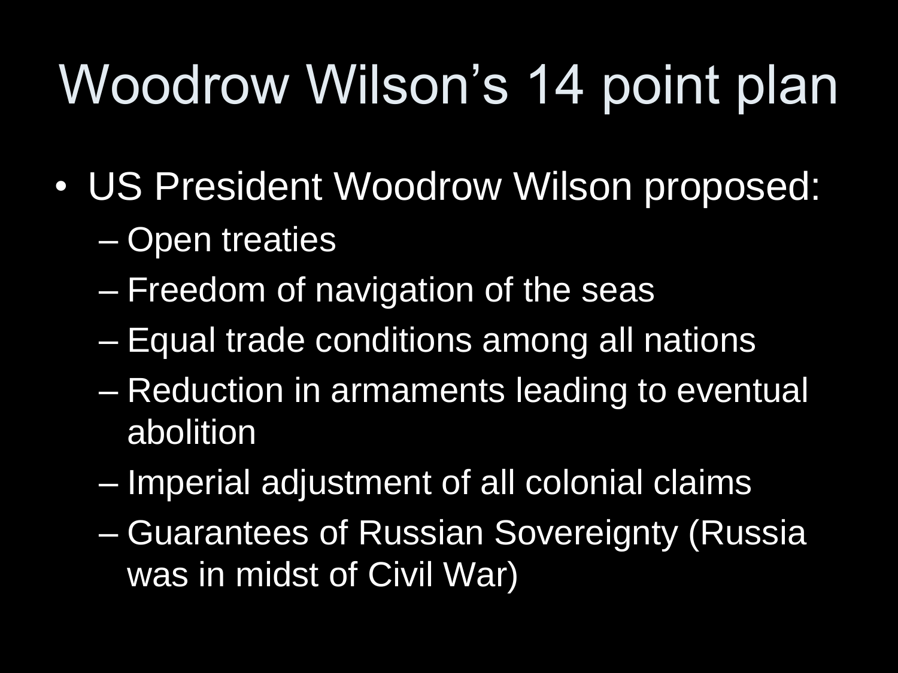# Woodrow Wilson's 14 point plan

- US President Woodrow Wilson proposed:
  - Open treaties
  - Freedom of navigation of the seas
  - Equal trade conditions among all nations
  - Reduction in armaments leading to eventual abolition
  - Imperial adjustment of all colonial claims
  - Guarantees of Russian Sovereignty (Russia was in midst of Civil War)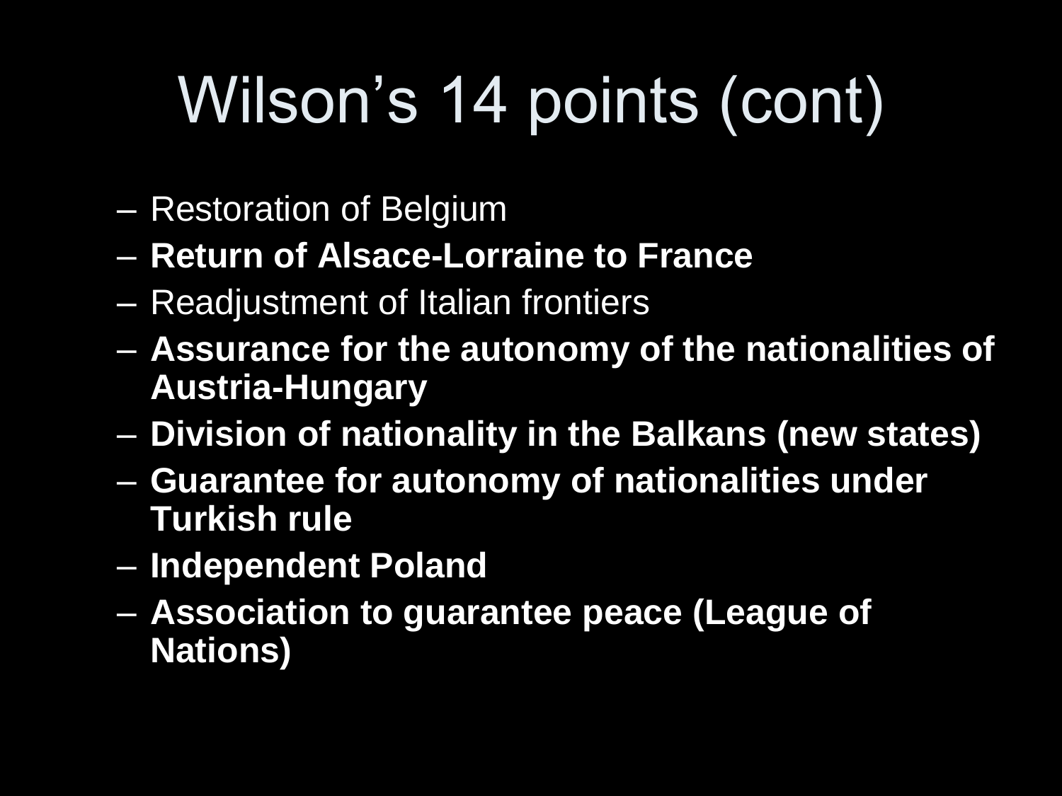# Wilson's 14 points (cont)

- Restoration of Belgium
- **Return of Alsace-Lorraine to France**
- Readjustment of Italian frontiers
- **Assurance for the autonomy of the nationalities of Austria-Hungary**
- **Division of nationality in the Balkans (new states)**
- **Guarantee for autonomy of nationalities under Turkish rule**
- **Independent Poland**
- **Association to guarantee peace (League of Nations)**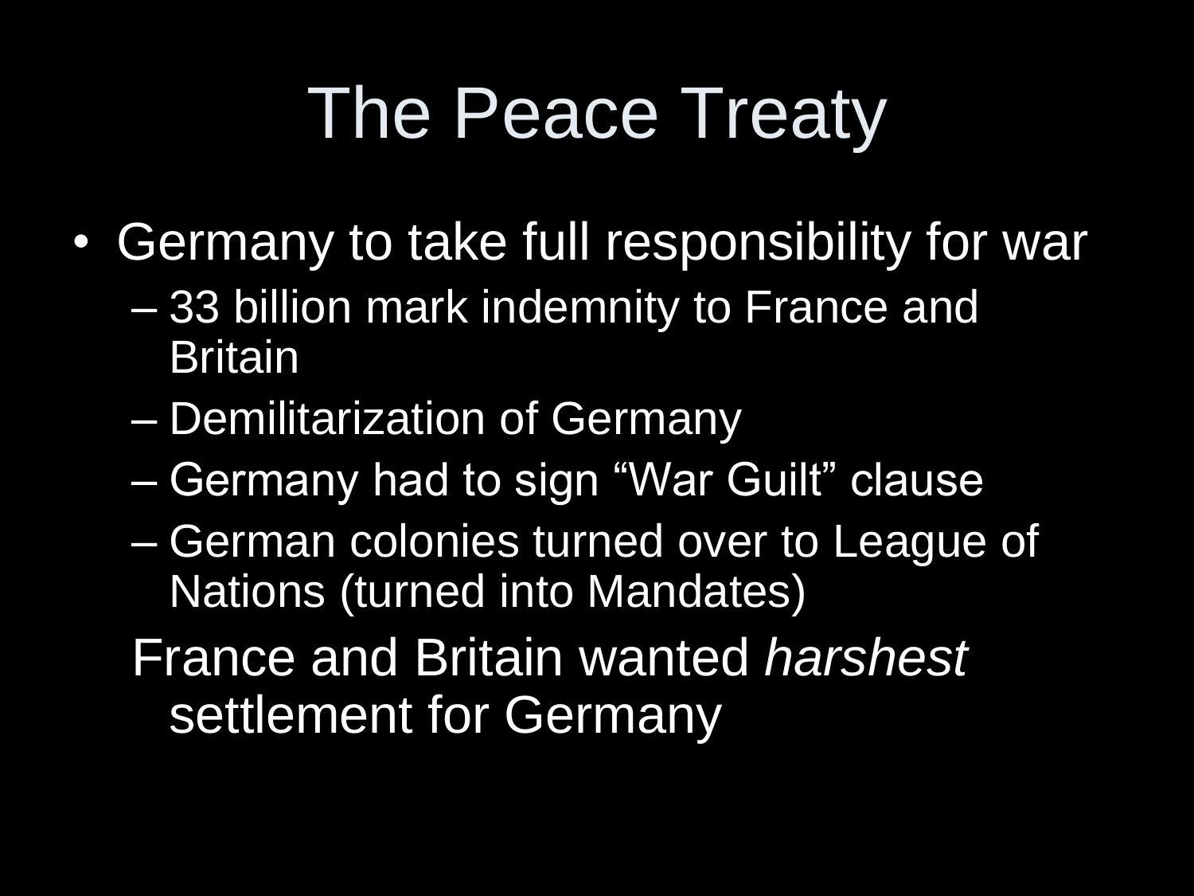# The Peace Treaty

- Germany to take full responsibility for war
  - 33 billion mark indemnity to France and Britain
  - Demilitarization of Germany
  - Germany had to sign “War Guilt” clause
  - German colonies turned over to League of Nations (turned into Mandates)

  France and Britain wanted *harshest* settlement for Germany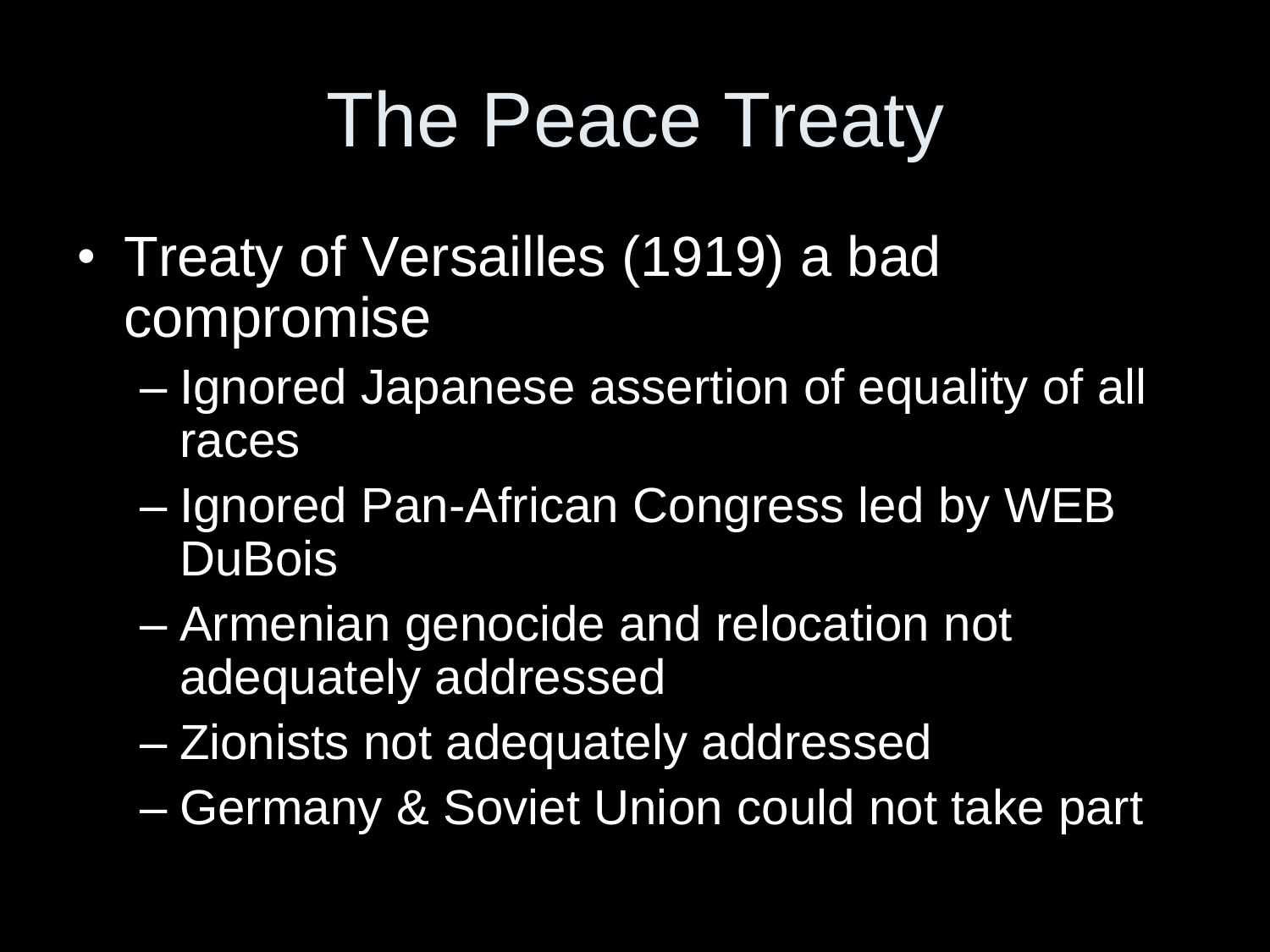# The Peace Treaty

- Treaty of Versailles (1919) a bad compromise
  - Ignored Japanese assertion of equality of all races
  - Ignored Pan-African Congress led by WEB DuBois
  - Armenian genocide and relocation not adequately addressed
  - Zionists not adequately addressed
  - Germany & Soviet Union could not take part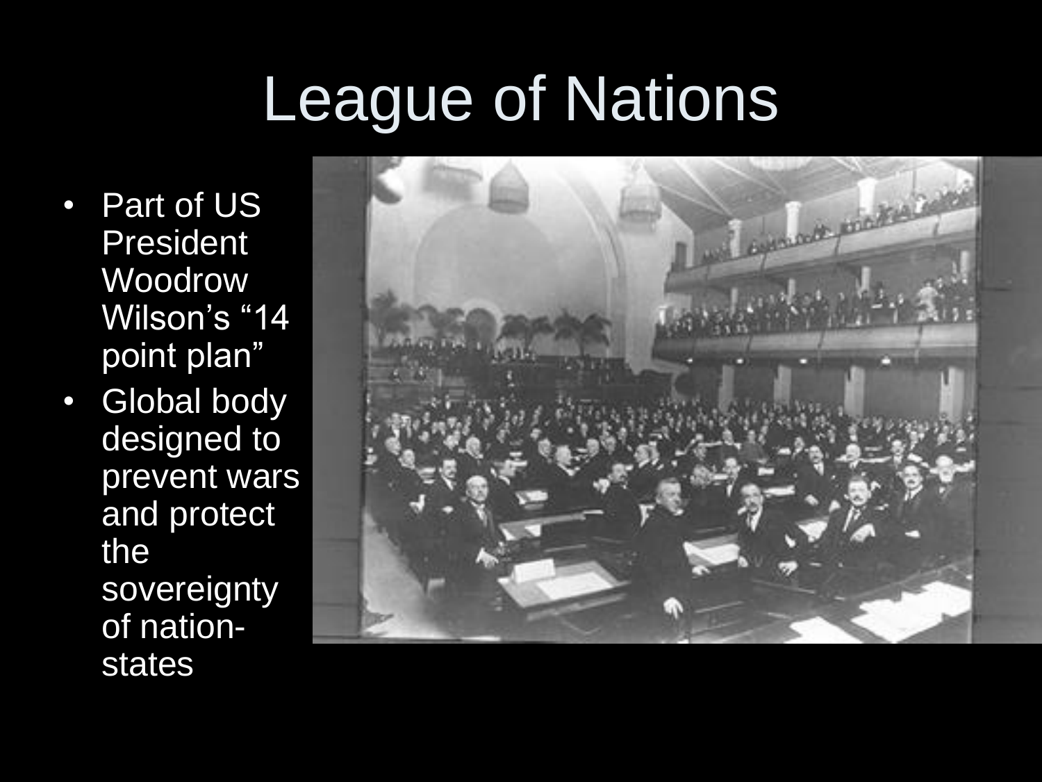# League of Nations

- Part of US President Woodrow Wilson's "14 point plan"
- Global body designed to prevent wars and protect the sovereignty of nation-states